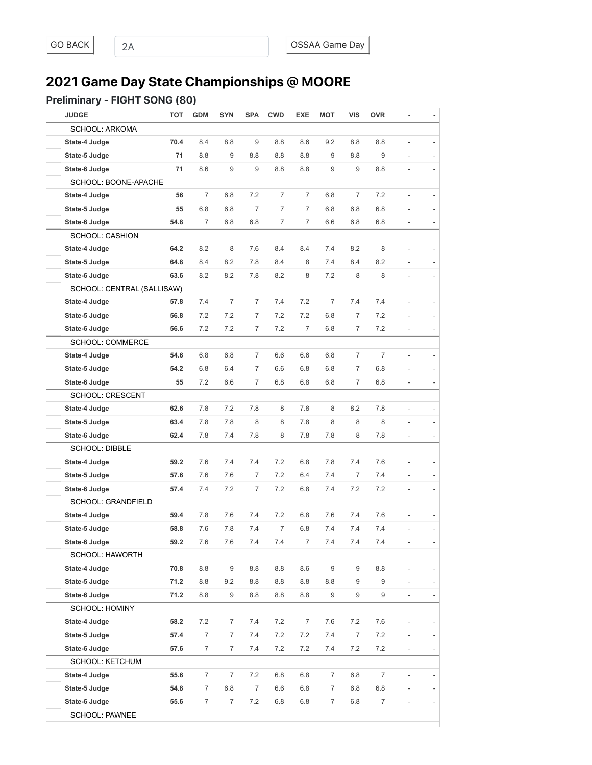GO BACK | 2A | OSSAA Game Day

## 2021 Game Day State Championships @ MOORE

### Preliminary - FIGHT SONG (80)

| JUDGE | TOT | GDM | SYN | SPA | CWD | EXE | MOT | VIS | OVR | - | - |
|---|---|---|---|---|---|---|---|---|---|---|---|
| SCHOOL: ARKOMA | | | | | | | | | | | |
| State-4 Judge | 70.4 | 8.4 | 8.8 | 9 | 8.8 | 8.6 | 9.2 | 8.8 | 8.8 | - | - |
| State-5 Judge | 71 | 8.8 | 9 | 8.8 | 8.8 | 8.8 | 9 | 8.8 | 9 | - | - |
| State-6 Judge | 71 | 8.6 | 9 | 9 | 8.8 | 8.8 | 9 | 9 | 8.8 | - | - |
| SCHOOL: BOONE-APACHE | | | | | | | | | | | |
| State-4 Judge | 56 | 7 | 6.8 | 7.2 | 7 | 7 | 6.8 | 7 | 7.2 | - | - |
| State-5 Judge | 55 | 6.8 | 6.8 | 7 | 7 | 7 | 6.8 | 6.8 | 6.8 | - | - |
| State-6 Judge | 54.8 | 7 | 6.8 | 6.8 | 7 | 7 | 6.6 | 6.8 | 6.8 | - | - |
| SCHOOL: CASHION | | | | | | | | | | | |
| State-4 Judge | 64.2 | 8.2 | 8 | 7.6 | 8.4 | 8.4 | 7.4 | 8.2 | 8 | - | - |
| State-5 Judge | 64.8 | 8.4 | 8.2 | 7.8 | 8.4 | 8 | 7.4 | 8.4 | 8.2 | - | - |
| State-6 Judge | 63.6 | 8.2 | 8.2 | 7.8 | 8.2 | 8 | 7.2 | 8 | 8 | - | - |
| SCHOOL: CENTRAL (SALLISAW) | | | | | | | | | | | |
| State-4 Judge | 57.8 | 7.4 | 7 | 7 | 7.4 | 7.2 | 7 | 7.4 | 7.4 | - | - |
| State-5 Judge | 56.8 | 7.2 | 7.2 | 7 | 7.2 | 7.2 | 6.8 | 7 | 7.2 | - | - |
| State-6 Judge | 56.6 | 7.2 | 7.2 | 7 | 7.2 | 7 | 6.8 | 7 | 7.2 | - | - |
| SCHOOL: COMMERCE | | | | | | | | | | | |
| State-4 Judge | 54.6 | 6.8 | 6.8 | 7 | 6.6 | 6.6 | 6.8 | 7 | 7 | - | - |
| State-5 Judge | 54.2 | 6.8 | 6.4 | 7 | 6.6 | 6.8 | 6.8 | 7 | 6.8 | - | - |
| State-6 Judge | 55 | 7.2 | 6.6 | 7 | 6.8 | 6.8 | 6.8 | 7 | 6.8 | - | - |
| SCHOOL: CRESCENT | | | | | | | | | | | |
| State-4 Judge | 62.6 | 7.8 | 7.2 | 7.8 | 8 | 7.8 | 8 | 8.2 | 7.8 | - | - |
| State-5 Judge | 63.4 | 7.8 | 7.8 | 8 | 8 | 7.8 | 8 | 8 | 8 | - | - |
| State-6 Judge | 62.4 | 7.8 | 7.4 | 7.8 | 8 | 7.8 | 7.8 | 8 | 7.8 | - | - |
| SCHOOL: DIBBLE | | | | | | | | | | | |
| State-4 Judge | 59.2 | 7.6 | 7.4 | 7.4 | 7.2 | 6.8 | 7.8 | 7.4 | 7.6 | - | - |
| State-5 Judge | 57.6 | 7.6 | 7.6 | 7 | 7.2 | 6.4 | 7.4 | 7 | 7.4 | - | - |
| State-6 Judge | 57.4 | 7.4 | 7.2 | 7 | 7.2 | 6.8 | 7.4 | 7.2 | 7.2 | - | - |
| SCHOOL: GRANDFIELD | | | | | | | | | | | |
| State-4 Judge | 59.4 | 7.8 | 7.6 | 7.4 | 7.2 | 6.8 | 7.6 | 7.4 | 7.6 | - | - |
| State-5 Judge | 58.8 | 7.6 | 7.8 | 7.4 | 7 | 6.8 | 7.4 | 7.4 | 7.4 | - | - |
| State-6 Judge | 59.2 | 7.6 | 7.6 | 7.4 | 7.4 | 7 | 7.4 | 7.4 | 7.4 | - | - |
| SCHOOL: HAWORTH | | | | | | | | | | | |
| State-4 Judge | 70.8 | 8.8 | 9 | 8.8 | 8.8 | 8.6 | 9 | 9 | 8.8 | - | - |
| State-5 Judge | 71.2 | 8.8 | 9.2 | 8.8 | 8.8 | 8.8 | 8.8 | 9 | 9 | - | - |
| State-6 Judge | 71.2 | 8.8 | 9 | 8.8 | 8.8 | 8.8 | 9 | 9 | 9 | - | - |
| SCHOOL: HOMINY | | | | | | | | | | | |
| State-4 Judge | 58.2 | 7.2 | 7 | 7.4 | 7.2 | 7 | 7.6 | 7.2 | 7.6 | - | - |
| State-5 Judge | 57.4 | 7 | 7 | 7.4 | 7.2 | 7.2 | 7.4 | 7 | 7.2 | - | - |
| State-6 Judge | 57.6 | 7 | 7 | 7.4 | 7.2 | 7.2 | 7.4 | 7.2 | 7.2 | - | - |
| SCHOOL: KETCHUM | | | | | | | | | | | |
| State-4 Judge | 55.6 | 7 | 7 | 7.2 | 6.8 | 6.8 | 7 | 6.8 | 7 | - | - |
| State-5 Judge | 54.8 | 7 | 6.8 | 7 | 6.6 | 6.8 | 7 | 6.8 | 6.8 | - | - |
| State-6 Judge | 55.6 | 7 | 7 | 7.2 | 6.8 | 6.8 | 7 | 6.8 | 7 | - | - |
| SCHOOL: PAWNEE | | | | | | | | | | | |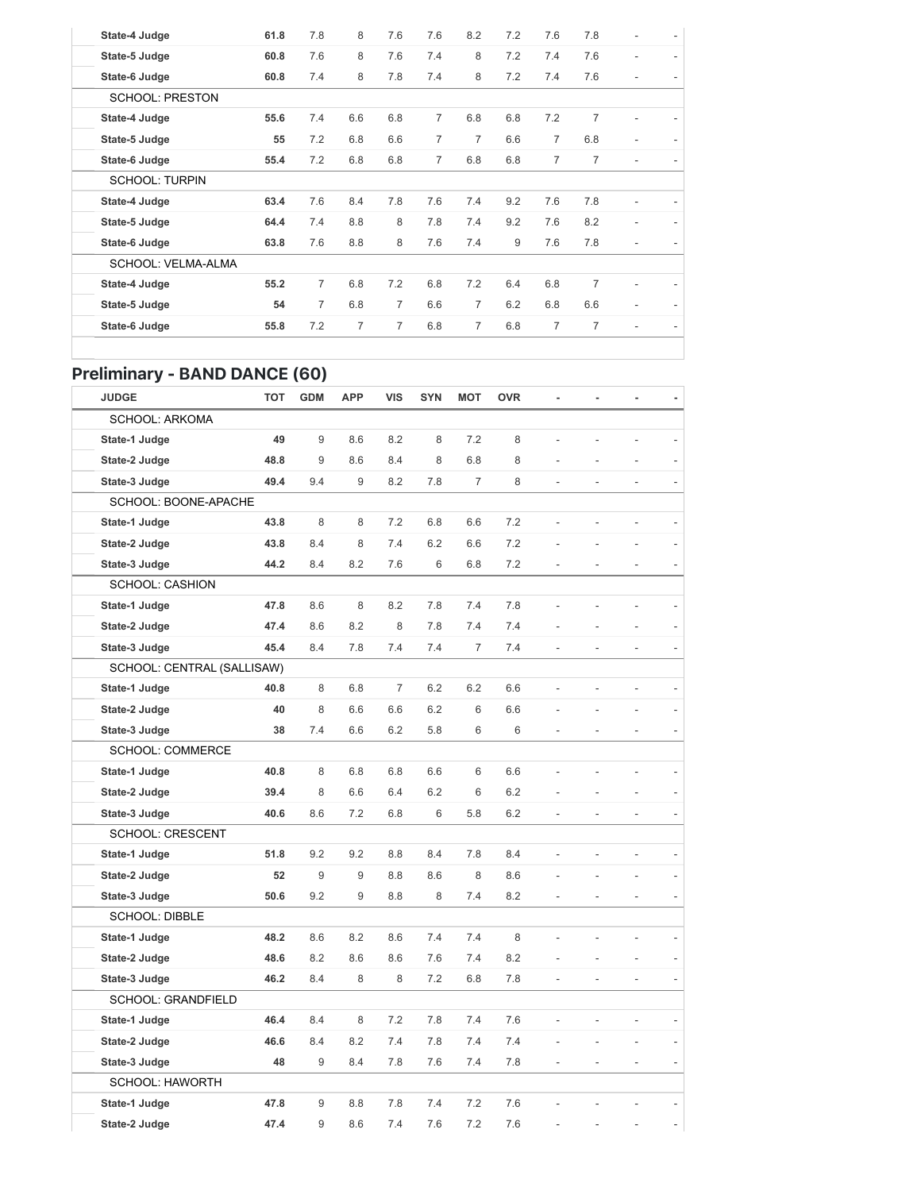| | | | | | | | | | | | |
|---|---|---|---|---|---|---|---|---|---|---|---|
| **State-4 Judge** | **61.8** | 7.8 | 8 | 7.6 | 7.6 | 8.2 | 7.2 | 7.6 | 7.8 | - | - |
| **State-5 Judge** | **60.8** | 7.6 | 8 | 7.6 | 7.4 | 8 | 7.2 | 7.4 | 7.6 | - | - |
| **State-6 Judge** | **60.8** | 7.4 | 8 | 7.8 | 7.4 | 8 | 7.2 | 7.4 | 7.6 | - | - |
| SCHOOL: PRESTON | | | | | | | | | | | |
| **State-4 Judge** | **55.6** | 7.4 | 6.6 | 6.8 | 7 | 6.8 | 6.8 | 7.2 | 7 | - | - |
| **State-5 Judge** | **55** | 7.2 | 6.8 | 6.6 | 7 | 7 | 6.6 | 7 | 6.8 | - | - |
| **State-6 Judge** | **55.4** | 7.2 | 6.8 | 6.8 | 7 | 6.8 | 6.8 | 7 | 7 | - | - |
| SCHOOL: TURPIN | | | | | | | | | | | |
| **State-4 Judge** | **63.4** | 7.6 | 8.4 | 7.8 | 7.6 | 7.4 | 9.2 | 7.6 | 7.8 | - | - |
| **State-5 Judge** | **64.4** | 7.4 | 8.8 | 8 | 7.8 | 7.4 | 9.2 | 7.6 | 8.2 | - | - |
| **State-6 Judge** | **63.8** | 7.6 | 8.8 | 8 | 7.6 | 7.4 | 9 | 7.6 | 7.8 | - | - |
| SCHOOL: VELMA-ALMA | | | | | | | | | | | |
| **State-4 Judge** | **55.2** | 7 | 6.8 | 7.2 | 6.8 | 7.2 | 6.4 | 6.8 | 7 | - | - |
| **State-5 Judge** | **54** | 7 | 6.8 | 7 | 6.6 | 7 | 6.2 | 6.8 | 6.6 | - | - |
| **State-6 Judge** | **55.8** | 7.2 | 7 | 7 | 6.8 | 7 | 6.8 | 7 | 7 | - | - |

## Preliminary - BAND DANCE (60)

| JUDGE | TOT | GDM | APP | VIS | SYN | MOT | OVR | - | - | - | - |
|---|---|---|---|---|---|---|---|---|---|---|---|
| SCHOOL: ARKOMA | | | | | | | | | | | |
| **State-1 Judge** | **49** | 9 | 8.6 | 8.2 | 8 | 7.2 | 8 | - | - | - | - |
| **State-2 Judge** | **48.8** | 9 | 8.6 | 8.4 | 8 | 6.8 | 8 | - | - | - | - |
| **State-3 Judge** | **49.4** | 9.4 | 9 | 8.2 | 7.8 | 7 | 8 | - | - | - | - |
| SCHOOL: BOONE-APACHE | | | | | | | | | | | |
| **State-1 Judge** | **43.8** | 8 | 8 | 7.2 | 6.8 | 6.6 | 7.2 | - | - | - | - |
| **State-2 Judge** | **43.8** | 8.4 | 8 | 7.4 | 6.2 | 6.6 | 7.2 | - | - | - | - |
| **State-3 Judge** | **44.2** | 8.4 | 8.2 | 7.6 | 6 | 6.8 | 7.2 | - | - | - | - |
| SCHOOL: CASHION | | | | | | | | | | | |
| **State-1 Judge** | **47.8** | 8.6 | 8 | 8.2 | 7.8 | 7.4 | 7.8 | - | - | - | - |
| **State-2 Judge** | **47.4** | 8.6 | 8.2 | 8 | 7.8 | 7.4 | 7.4 | - | - | - | - |
| **State-3 Judge** | **45.4** | 8.4 | 7.8 | 7.4 | 7.4 | 7 | 7.4 | - | - | - | - |
| SCHOOL: CENTRAL (SALLISAW) | | | | | | | | | | | |
| **State-1 Judge** | **40.8** | 8 | 6.8 | 7 | 6.2 | 6.2 | 6.6 | - | - | - | - |
| **State-2 Judge** | **40** | 8 | 6.6 | 6.6 | 6.2 | 6 | 6.6 | - | - | - | - |
| **State-3 Judge** | **38** | 7.4 | 6.6 | 6.2 | 5.8 | 6 | 6 | - | - | - | - |
| SCHOOL: COMMERCE | | | | | | | | | | | |
| **State-1 Judge** | **40.8** | 8 | 6.8 | 6.8 | 6.6 | 6 | 6.6 | - | - | - | - |
| **State-2 Judge** | **39.4** | 8 | 6.6 | 6.4 | 6.2 | 6 | 6.2 | - | - | - | - |
| **State-3 Judge** | **40.6** | 8.6 | 7.2 | 6.8 | 6 | 5.8 | 6.2 | - | - | - | - |
| SCHOOL: CRESCENT | | | | | | | | | | | |
| **State-1 Judge** | **51.8** | 9.2 | 9.2 | 8.8 | 8.4 | 7.8 | 8.4 | - | - | - | - |
| **State-2 Judge** | **52** | 9 | 9 | 8.8 | 8.6 | 8 | 8.6 | - | - | - | - |
| **State-3 Judge** | **50.6** | 9.2 | 9 | 8.8 | 8 | 7.4 | 8.2 | - | - | - | - |
| SCHOOL: DIBBLE | | | | | | | | | | | |
| **State-1 Judge** | **48.2** | 8.6 | 8.2 | 8.6 | 7.4 | 7.4 | 8 | - | - | - | - |
| **State-2 Judge** | **48.6** | 8.2 | 8.6 | 8.6 | 7.6 | 7.4 | 8.2 | - | - | - | - |
| **State-3 Judge** | **46.2** | 8.4 | 8 | 8 | 7.2 | 6.8 | 7.8 | - | - | - | - |
| SCHOOL: GRANDFIELD | | | | | | | | | | | |
| **State-1 Judge** | **46.4** | 8.4 | 8 | 7.2 | 7.8 | 7.4 | 7.6 | - | - | - | - |
| **State-2 Judge** | **46.6** | 8.4 | 8.2 | 7.4 | 7.8 | 7.4 | 7.4 | - | - | - | - |
| **State-3 Judge** | **48** | 9 | 8.4 | 7.8 | 7.6 | 7.4 | 7.8 | - | - | - | - |
| SCHOOL: HAWORTH | | | | | | | | | | | |
| **State-1 Judge** | **47.8** | 9 | 8.8 | 7.8 | 7.4 | 7.2 | 7.6 | - | - | - | - |
| **State-2 Judge** | **47.4** | 9 | 8.6 | 7.4 | 7.6 | 7.2 | 7.6 | - | - | - | - |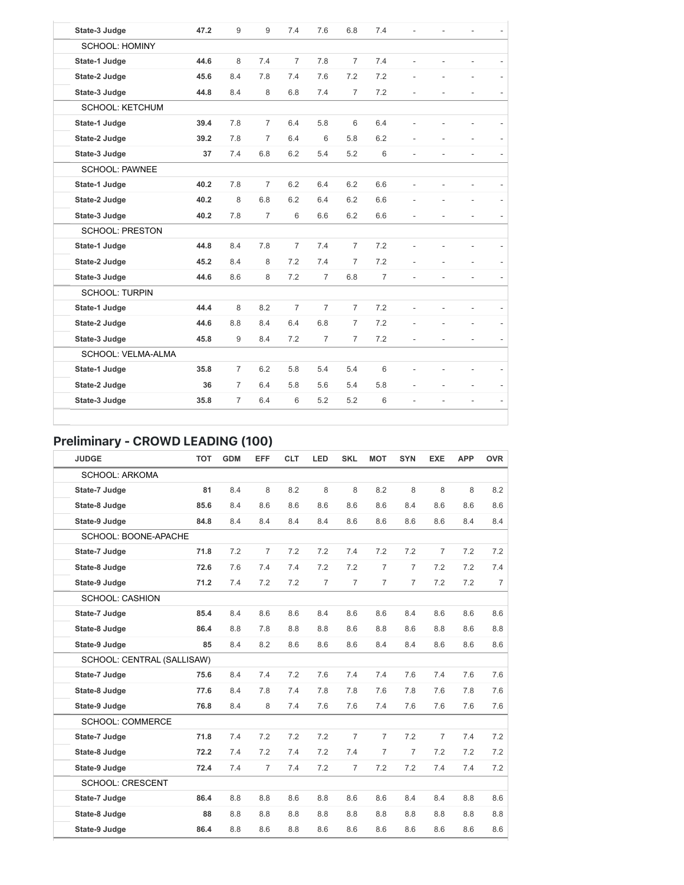| | | | | | | | | | | | |
|---|---|---|---|---|---|---|---|---|---|---|---|
| **State-3 Judge** | **47.2** | 9 | 9 | 7.4 | 7.6 | 6.8 | 7.4 | - | - | - | - |
| SCHOOL: HOMINY | | | | | | | | | | | |
| **State-1 Judge** | **44.6** | 8 | 7.4 | 7 | 7.8 | 7 | 7.4 | - | - | - | - |
| **State-2 Judge** | **45.6** | 8.4 | 7.8 | 7.4 | 7.6 | 7.2 | 7.2 | - | - | - | - |
| **State-3 Judge** | **44.8** | 8.4 | 8 | 6.8 | 7.4 | 7 | 7.2 | - | - | - | - |
| SCHOOL: KETCHUM | | | | | | | | | | | |
| **State-1 Judge** | **39.4** | 7.8 | 7 | 6.4 | 5.8 | 6 | 6.4 | - | - | - | - |
| **State-2 Judge** | **39.2** | 7.8 | 7 | 6.4 | 6 | 5.8 | 6.2 | - | - | - | - |
| **State-3 Judge** | **37** | 7.4 | 6.8 | 6.2 | 5.4 | 5.2 | 6 | - | - | - | - |
| SCHOOL: PAWNEE | | | | | | | | | | | |
| **State-1 Judge** | **40.2** | 7.8 | 7 | 6.2 | 6.4 | 6.2 | 6.6 | - | - | - | - |
| **State-2 Judge** | **40.2** | 8 | 6.8 | 6.2 | 6.4 | 6.2 | 6.6 | - | - | - | - |
| **State-3 Judge** | **40.2** | 7.8 | 7 | 6 | 6.6 | 6.2 | 6.6 | - | - | - | - |
| SCHOOL: PRESTON | | | | | | | | | | | |
| **State-1 Judge** | **44.8** | 8.4 | 7.8 | 7 | 7.4 | 7 | 7.2 | - | - | - | - |
| **State-2 Judge** | **45.2** | 8.4 | 8 | 7.2 | 7.4 | 7 | 7.2 | - | - | - | - |
| **State-3 Judge** | **44.6** | 8.6 | 8 | 7.2 | 7 | 6.8 | 7 | - | - | - | - |
| SCHOOL: TURPIN | | | | | | | | | | | |
| **State-1 Judge** | **44.4** | 8 | 8.2 | 7 | 7 | 7 | 7.2 | - | - | - | - |
| **State-2 Judge** | **44.6** | 8.8 | 8.4 | 6.4 | 6.8 | 7 | 7.2 | - | - | - | - |
| **State-3 Judge** | **45.8** | 9 | 8.4 | 7.2 | 7 | 7 | 7.2 | - | - | - | - |
| SCHOOL: VELMA-ALMA | | | | | | | | | | | |
| **State-1 Judge** | **35.8** | 7 | 6.2 | 5.8 | 5.4 | 5.4 | 6 | - | - | - | - |
| **State-2 Judge** | **36** | 7 | 6.4 | 5.8 | 5.6 | 5.4 | 5.8 | - | - | - | - |
| **State-3 Judge** | **35.8** | 7 | 6.4 | 6 | 5.2 | 5.2 | 6 | - | - | - | - |

## Preliminary - CROWD LEADING (100)

| JUDGE | TOT | GDM | EFF | CLT | LED | SKL | MOT | SYN | EXE | APP | OVR |
|---|---|---|---|---|---|---|---|---|---|---|---|
| SCHOOL: ARKOMA | | | | | | | | | | | |
| **State-7 Judge** | **81** | 8.4 | 8 | 8.2 | 8 | 8 | 8.2 | 8 | 8 | 8 | 8.2 |
| **State-8 Judge** | **85.6** | 8.4 | 8.6 | 8.6 | 8.6 | 8.6 | 8.6 | 8.4 | 8.6 | 8.6 | 8.6 |
| **State-9 Judge** | **84.8** | 8.4 | 8.4 | 8.4 | 8.4 | 8.6 | 8.6 | 8.6 | 8.6 | 8.4 | 8.4 |
| SCHOOL: BOONE-APACHE | | | | | | | | | | | |
| **State-7 Judge** | **71.8** | 7.2 | 7 | 7.2 | 7.2 | 7.4 | 7.2 | 7.2 | 7 | 7.2 | 7.2 |
| **State-8 Judge** | **72.6** | 7.6 | 7.4 | 7.4 | 7.2 | 7.2 | 7 | 7 | 7.2 | 7.2 | 7.4 |
| **State-9 Judge** | **71.2** | 7.4 | 7.2 | 7.2 | 7 | 7 | 7 | 7 | 7.2 | 7.2 | 7 |
| SCHOOL: CASHION | | | | | | | | | | | |
| **State-7 Judge** | **85.4** | 8.4 | 8.6 | 8.6 | 8.4 | 8.6 | 8.6 | 8.4 | 8.6 | 8.6 | 8.6 |
| **State-8 Judge** | **86.4** | 8.8 | 7.8 | 8.8 | 8.8 | 8.6 | 8.8 | 8.6 | 8.8 | 8.6 | 8.8 |
| **State-9 Judge** | **85** | 8.4 | 8.2 | 8.6 | 8.6 | 8.6 | 8.4 | 8.4 | 8.6 | 8.6 | 8.6 |
| SCHOOL: CENTRAL (SALLISAW) | | | | | | | | | | | |
| **State-7 Judge** | **75.6** | 8.4 | 7.4 | 7.2 | 7.6 | 7.4 | 7.4 | 7.6 | 7.4 | 7.6 | 7.6 |
| **State-8 Judge** | **77.6** | 8.4 | 7.8 | 7.4 | 7.8 | 7.8 | 7.6 | 7.8 | 7.6 | 7.8 | 7.6 |
| **State-9 Judge** | **76.8** | 8.4 | 8 | 7.4 | 7.6 | 7.6 | 7.4 | 7.6 | 7.6 | 7.6 | 7.6 |
| SCHOOL: COMMERCE | | | | | | | | | | | |
| **State-7 Judge** | **71.8** | 7.4 | 7.2 | 7.2 | 7.2 | 7 | 7 | 7.2 | 7 | 7.4 | 7.2 |
| **State-8 Judge** | **72.2** | 7.4 | 7.2 | 7.4 | 7.2 | 7.4 | 7 | 7 | 7.2 | 7.2 | 7.2 |
| **State-9 Judge** | **72.4** | 7.4 | 7 | 7.4 | 7.2 | 7 | 7.2 | 7.2 | 7.4 | 7.4 | 7.2 |
| SCHOOL: CRESCENT | | | | | | | | | | | |
| **State-7 Judge** | **86.4** | 8.8 | 8.8 | 8.6 | 8.8 | 8.6 | 8.6 | 8.4 | 8.4 | 8.8 | 8.6 |
| **State-8 Judge** | **88** | 8.8 | 8.8 | 8.8 | 8.8 | 8.8 | 8.8 | 8.8 | 8.8 | 8.8 | 8.8 |
| **State-9 Judge** | **86.4** | 8.8 | 8.6 | 8.8 | 8.6 | 8.6 | 8.6 | 8.6 | 8.6 | 8.6 | 8.6 |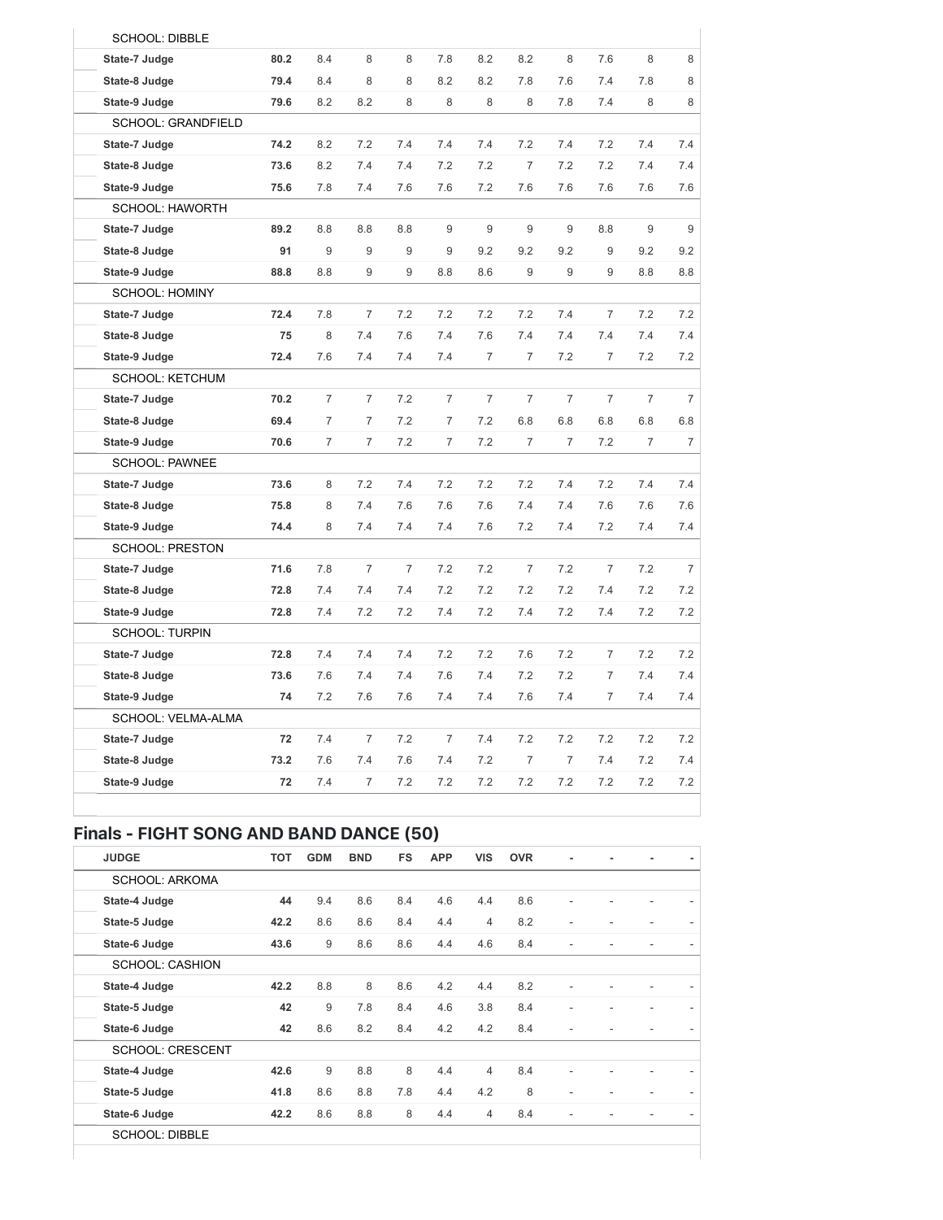| | | | | | | | | | | | |
|---|---|---|---|---|---|---|---|---|---|---|---|
| SCHOOL: DIBBLE | | | | | | | | | | | |
| State-7 Judge | 80.2 | 8.4 | 8 | 8 | 7.8 | 8.2 | 8.2 | 8 | 7.6 | 8 | 8 |
| State-8 Judge | 79.4 | 8.4 | 8 | 8 | 8.2 | 8.2 | 7.8 | 7.6 | 7.4 | 7.8 | 8 |
| State-9 Judge | 79.6 | 8.2 | 8.2 | 8 | 8 | 8 | 8 | 7.8 | 7.4 | 8 | 8 |
| SCHOOL: GRANDFIELD | | | | | | | | | | | |
| State-7 Judge | 74.2 | 8.2 | 7.2 | 7.4 | 7.4 | 7.4 | 7.2 | 7.4 | 7.2 | 7.4 | 7.4 |
| State-8 Judge | 73.6 | 8.2 | 7.4 | 7.4 | 7.2 | 7.2 | 7 | 7.2 | 7.2 | 7.4 | 7.4 |
| State-9 Judge | 75.6 | 7.8 | 7.4 | 7.6 | 7.6 | 7.2 | 7.6 | 7.6 | 7.6 | 7.6 | 7.6 |
| SCHOOL: HAWORTH | | | | | | | | | | | |
| State-7 Judge | 89.2 | 8.8 | 8.8 | 8.8 | 9 | 9 | 9 | 9 | 8.8 | 9 | 9 |
| State-8 Judge | 91 | 9 | 9 | 9 | 9 | 9.2 | 9.2 | 9.2 | 9 | 9.2 | 9.2 |
| State-9 Judge | 88.8 | 8.8 | 9 | 9 | 8.8 | 8.6 | 9 | 9 | 9 | 8.8 | 8.8 |
| SCHOOL: HOMINY | | | | | | | | | | | |
| State-7 Judge | 72.4 | 7.8 | 7 | 7.2 | 7.2 | 7.2 | 7.2 | 7.4 | 7 | 7.2 | 7.2 |
| State-8 Judge | 75 | 8 | 7.4 | 7.6 | 7.4 | 7.6 | 7.4 | 7.4 | 7.4 | 7.4 | 7.4 |
| State-9 Judge | 72.4 | 7.6 | 7.4 | 7.4 | 7.4 | 7 | 7 | 7.2 | 7 | 7.2 | 7.2 |
| SCHOOL: KETCHUM | | | | | | | | | | | |
| State-7 Judge | 70.2 | 7 | 7 | 7.2 | 7 | 7 | 7 | 7 | 7 | 7 | 7 |
| State-8 Judge | 69.4 | 7 | 7 | 7.2 | 7 | 7.2 | 6.8 | 6.8 | 6.8 | 6.8 | 6.8 |
| State-9 Judge | 70.6 | 7 | 7 | 7.2 | 7 | 7.2 | 7 | 7 | 7.2 | 7 | 7 |
| SCHOOL: PAWNEE | | | | | | | | | | | |
| State-7 Judge | 73.6 | 8 | 7.2 | 7.4 | 7.2 | 7.2 | 7.2 | 7.4 | 7.2 | 7.4 | 7.4 |
| State-8 Judge | 75.8 | 8 | 7.4 | 7.6 | 7.6 | 7.6 | 7.4 | 7.4 | 7.6 | 7.6 | 7.6 |
| State-9 Judge | 74.4 | 8 | 7.4 | 7.4 | 7.4 | 7.6 | 7.2 | 7.4 | 7.2 | 7.4 | 7.4 |
| SCHOOL: PRESTON | | | | | | | | | | | |
| State-7 Judge | 71.6 | 7.8 | 7 | 7 | 7.2 | 7.2 | 7 | 7.2 | 7 | 7.2 | 7 |
| State-8 Judge | 72.8 | 7.4 | 7.4 | 7.4 | 7.2 | 7.2 | 7.2 | 7.2 | 7.4 | 7.2 | 7.2 |
| State-9 Judge | 72.8 | 7.4 | 7.2 | 7.2 | 7.4 | 7.2 | 7.4 | 7.2 | 7.4 | 7.2 | 7.2 |
| SCHOOL: TURPIN | | | | | | | | | | | |
| State-7 Judge | 72.8 | 7.4 | 7.4 | 7.4 | 7.2 | 7.2 | 7.6 | 7.2 | 7 | 7.2 | 7.2 |
| State-8 Judge | 73.6 | 7.6 | 7.4 | 7.4 | 7.6 | 7.4 | 7.2 | 7.2 | 7 | 7.4 | 7.4 |
| State-9 Judge | 74 | 7.2 | 7.6 | 7.6 | 7.4 | 7.4 | 7.6 | 7.4 | 7 | 7.4 | 7.4 |
| SCHOOL: VELMA-ALMA | | | | | | | | | | | |
| State-7 Judge | 72 | 7.4 | 7 | 7.2 | 7 | 7.4 | 7.2 | 7.2 | 7.2 | 7.2 | 7.2 |
| State-8 Judge | 73.2 | 7.6 | 7.4 | 7.6 | 7.4 | 7.2 | 7 | 7 | 7.4 | 7.2 | 7.4 |
| State-9 Judge | 72 | 7.4 | 7 | 7.2 | 7.2 | 7.2 | 7.2 | 7.2 | 7.2 | 7.2 | 7.2 |

## Finals - FIGHT SONG AND BAND DANCE (50)

| JUDGE | TOT | GDM | BND | FS | APP | VIS | OVR | - | - | - | - |
|---|---|---|---|---|---|---|---|---|---|---|---|
| SCHOOL: ARKOMA | | | | | | | | | | | |
| State-4 Judge | 44 | 9.4 | 8.6 | 8.4 | 4.6 | 4.4 | 8.6 | - | - | - | - |
| State-5 Judge | 42.2 | 8.6 | 8.6 | 8.4 | 4.4 | 4 | 8.2 | - | - | - | - |
| State-6 Judge | 43.6 | 9 | 8.6 | 8.6 | 4.4 | 4.6 | 8.4 | - | - | - | - |
| SCHOOL: CASHION | | | | | | | | | | | |
| State-4 Judge | 42.2 | 8.8 | 8 | 8.6 | 4.2 | 4.4 | 8.2 | - | - | - | - |
| State-5 Judge | 42 | 9 | 7.8 | 8.4 | 4.6 | 3.8 | 8.4 | - | - | - | - |
| State-6 Judge | 42 | 8.6 | 8.2 | 8.4 | 4.2 | 4.2 | 8.4 | - | - | - | - |
| SCHOOL: CRESCENT | | | | | | | | | | | |
| State-4 Judge | 42.6 | 9 | 8.8 | 8 | 4.4 | 4 | 8.4 | - | - | - | - |
| State-5 Judge | 41.8 | 8.6 | 8.8 | 7.8 | 4.4 | 4.2 | 8 | - | - | - | - |
| State-6 Judge | 42.2 | 8.6 | 8.8 | 8 | 4.4 | 4 | 8.4 | - | - | - | - |
| SCHOOL: DIBBLE | | | | | | | | | | | |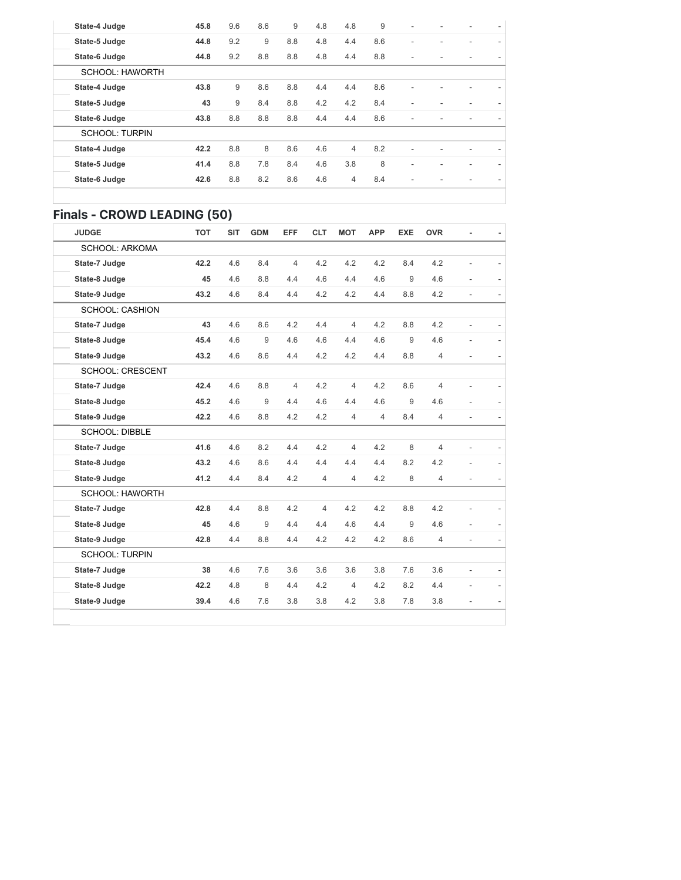| | | | | | | | | | | | |
|---|---|---|---|---|---|---|---|---|---|---|---|
| State-4 Judge | 45.8 | 9.6 | 8.6 | 9 | 4.8 | 4.8 | 9 | - | - | - | - |
| State-5 Judge | 44.8 | 9.2 | 9 | 8.8 | 4.8 | 4.4 | 8.6 | - | - | - | - |
| State-6 Judge | 44.8 | 9.2 | 8.8 | 8.8 | 4.8 | 4.4 | 8.8 | - | - | - | - |
| SCHOOL: HAWORTH | | | | | | | | | | | |
| State-4 Judge | 43.8 | 9 | 8.6 | 8.8 | 4.4 | 4.4 | 8.6 | - | - | - | - |
| State-5 Judge | 43 | 9 | 8.4 | 8.8 | 4.2 | 4.2 | 8.4 | - | - | - | - |
| State-6 Judge | 43.8 | 8.8 | 8.8 | 8.8 | 4.4 | 4.4 | 8.6 | - | - | - | - |
| SCHOOL: TURPIN | | | | | | | | | | | |
| State-4 Judge | 42.2 | 8.8 | 8 | 8.6 | 4.6 | 4 | 8.2 | - | - | - | - |
| State-5 Judge | 41.4 | 8.8 | 7.8 | 8.4 | 4.6 | 3.8 | 8 | - | - | - | - |
| State-6 Judge | 42.6 | 8.8 | 8.2 | 8.6 | 4.6 | 4 | 8.4 | - | - | - | - |

## Finals - CROWD LEADING (50)

| JUDGE | TOT | SIT | GDM | EFF | CLT | MOT | APP | EXE | OVR | - | - |
|---|---|---|---|---|---|---|---|---|---|---|---|
| SCHOOL: ARKOMA | | | | | | | | | | | |
| State-7 Judge | 42.2 | 4.6 | 8.4 | 4 | 4.2 | 4.2 | 4.2 | 8.4 | 4.2 | - | - |
| State-8 Judge | 45 | 4.6 | 8.8 | 4.4 | 4.6 | 4.4 | 4.6 | 9 | 4.6 | - | - |
| State-9 Judge | 43.2 | 4.6 | 8.4 | 4.4 | 4.2 | 4.2 | 4.4 | 8.8 | 4.2 | - | - |
| SCHOOL: CASHION | | | | | | | | | | | |
| State-7 Judge | 43 | 4.6 | 8.6 | 4.2 | 4.4 | 4 | 4.2 | 8.8 | 4.2 | - | - |
| State-8 Judge | 45.4 | 4.6 | 9 | 4.6 | 4.6 | 4.4 | 4.6 | 9 | 4.6 | - | - |
| State-9 Judge | 43.2 | 4.6 | 8.6 | 4.4 | 4.2 | 4.2 | 4.4 | 8.8 | 4 | - | - |
| SCHOOL: CRESCENT | | | | | | | | | | | |
| State-7 Judge | 42.4 | 4.6 | 8.8 | 4 | 4.2 | 4 | 4.2 | 8.6 | 4 | - | - |
| State-8 Judge | 45.2 | 4.6 | 9 | 4.4 | 4.6 | 4.4 | 4.6 | 9 | 4.6 | - | - |
| State-9 Judge | 42.2 | 4.6 | 8.8 | 4.2 | 4.2 | 4 | 4 | 8.4 | 4 | - | - |
| SCHOOL: DIBBLE | | | | | | | | | | | |
| State-7 Judge | 41.6 | 4.6 | 8.2 | 4.4 | 4.2 | 4 | 4.2 | 8 | 4 | - | - |
| State-8 Judge | 43.2 | 4.6 | 8.6 | 4.4 | 4.4 | 4.4 | 4.4 | 8.2 | 4.2 | - | - |
| State-9 Judge | 41.2 | 4.4 | 8.4 | 4.2 | 4 | 4 | 4.2 | 8 | 4 | - | - |
| SCHOOL: HAWORTH | | | | | | | | | | | |
| State-7 Judge | 42.8 | 4.4 | 8.8 | 4.2 | 4 | 4.2 | 4.2 | 8.8 | 4.2 | - | - |
| State-8 Judge | 45 | 4.6 | 9 | 4.4 | 4.4 | 4.6 | 4.4 | 9 | 4.6 | - | - |
| State-9 Judge | 42.8 | 4.4 | 8.8 | 4.4 | 4.2 | 4.2 | 4.2 | 8.6 | 4 | - | - |
| SCHOOL: TURPIN | | | | | | | | | | | |
| State-7 Judge | 38 | 4.6 | 7.6 | 3.6 | 3.6 | 3.6 | 3.8 | 7.6 | 3.6 | - | - |
| State-8 Judge | 42.2 | 4.8 | 8 | 4.4 | 4.2 | 4 | 4.2 | 8.2 | 4.4 | - | - |
| State-9 Judge | 39.4 | 4.6 | 7.6 | 3.8 | 3.8 | 4.2 | 3.8 | 7.8 | 3.8 | - | - |